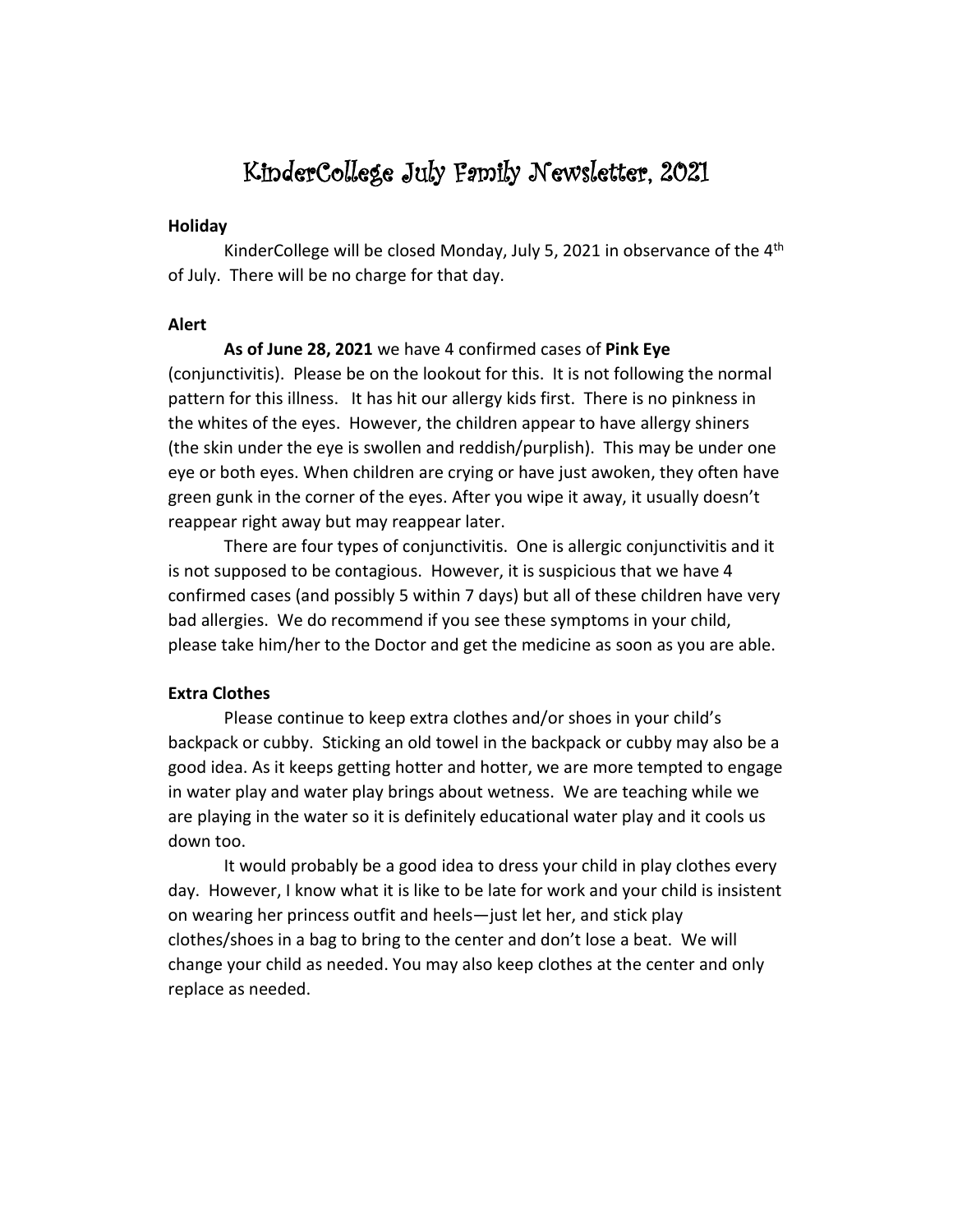# KinderCollege July Family Newsletter, 2021

## Holiday

KinderCollege will be closed Monday, July 5, 2021 in observance of the 4th of July. There will be no charge for that day.

## Alert

**As of June 28, 2021** we have 4 confirmed cases of **Pink Eye** (conjunctivitis). Please be on the lookout for this. It is not following the normal pattern for this illness. It has hit our allergy kids first. There is no pinkness in the whites of the eyes. However, the children appear to have allergy shiners (the skin under the eye is swollen and reddish/purplish). This may be under one eye or both eyes. When children are crying or have just awoken, they often have green gunk in the corner of the eyes. After you wipe it away, it usually doesn't reappear right away but may reappear later.

There are four types of conjunctivitis. One is allergic conjunctivitis and it is not supposed to be contagious. However, it is suspicious that we have 4 confirmed cases (and possibly 5 within 7 days) but all of these children have very bad allergies. We do recommend if you see these symptoms in your child, please take him/her to the Doctor and get the medicine as soon as you are able.

## Extra Clothes

Please continue to keep extra clothes and/or shoes in your child's backpack or cubby. Sticking an old towel in the backpack or cubby may also be a good idea. As it keeps getting hotter and hotter, we are more tempted to engage in water play and water play brings about wetness. We are teaching while we are playing in the water so it is definitely educational water play and it cools us down too.

It would probably be a good idea to dress your child in play clothes every day. However, I know what it is like to be late for work and your child is insistent on wearing her princess outfit and heels—just let her, and stick play clothes/shoes in a bag to bring to the center and don't lose a beat. We will change your child as needed. You may also keep clothes at the center and only replace as needed.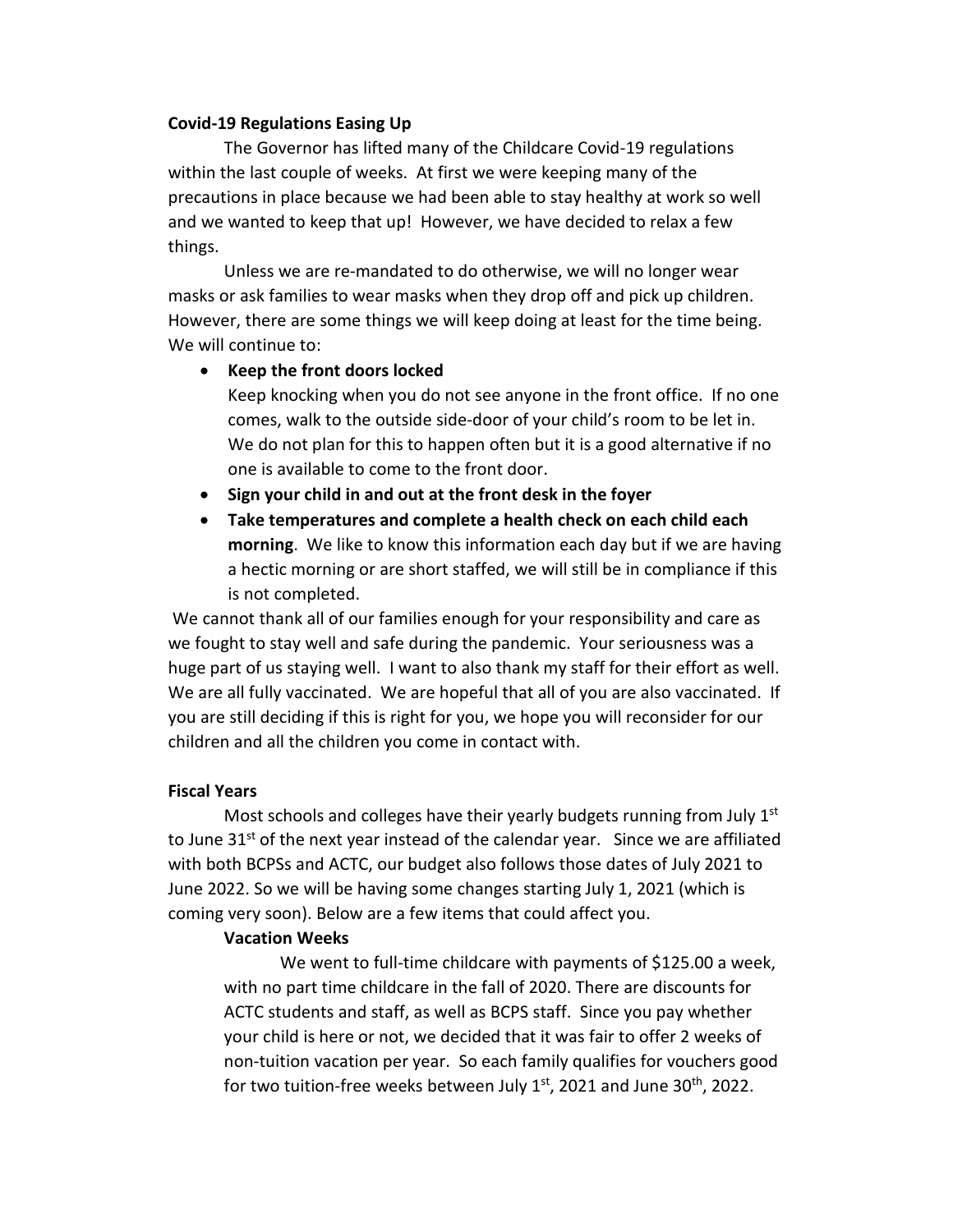**Covid-19 Regulations Easing Up**

The Governor has lifted many of the Childcare Covid-19 regulations within the last couple of weeks. At first we were keeping many of the precautions in place because we had been able to stay healthy at work so well and we wanted to keep that up! However, we have decided to relax a few things.

Unless we are re-mandated to do otherwise, we will no longer wear masks or ask families to wear masks when they drop off and pick up children. However, there are some things we will keep doing at least for the time being. We will continue to:

- **Keep the front doors locked**
  Keep knocking when you do not see anyone in the front office. If no one comes, walk to the outside side-door of your child's room to be let in. We do not plan for this to happen often but it is a good alternative if no one is available to come to the front door.
- **Sign your child in and out at the front desk in the foyer**
- **Take temperatures and complete a health check on each child each morning**. We like to know this information each day but if we are having a hectic morning or are short staffed, we will still be in compliance if this is not completed.

We cannot thank all of our families enough for your responsibility and care as we fought to stay well and safe during the pandemic. Your seriousness was a huge part of us staying well. I want to also thank my staff for their effort as well. We are all fully vaccinated. We are hopeful that all of you are also vaccinated. If you are still deciding if this is right for you, we hope you will reconsider for our children and all the children you come in contact with.

**Fiscal Years**

Most schools and colleges have their yearly budgets running from July 1st to June 31st of the next year instead of the calendar year. Since we are affiliated with both BCPSs and ACTC, our budget also follows those dates of July 2021 to June 2022. So we will be having some changes starting July 1, 2021 (which is coming very soon). Below are a few items that could affect you.

**Vacation Weeks**

We went to full-time childcare with payments of $125.00 a week, with no part time childcare in the fall of 2020. There are discounts for ACTC students and staff, as well as BCPS staff. Since you pay whether your child is here or not, we decided that it was fair to offer 2 weeks of non-tuition vacation per year. So each family qualifies for vouchers good for two tuition-free weeks between July 1st, 2021 and June 30th, 2022.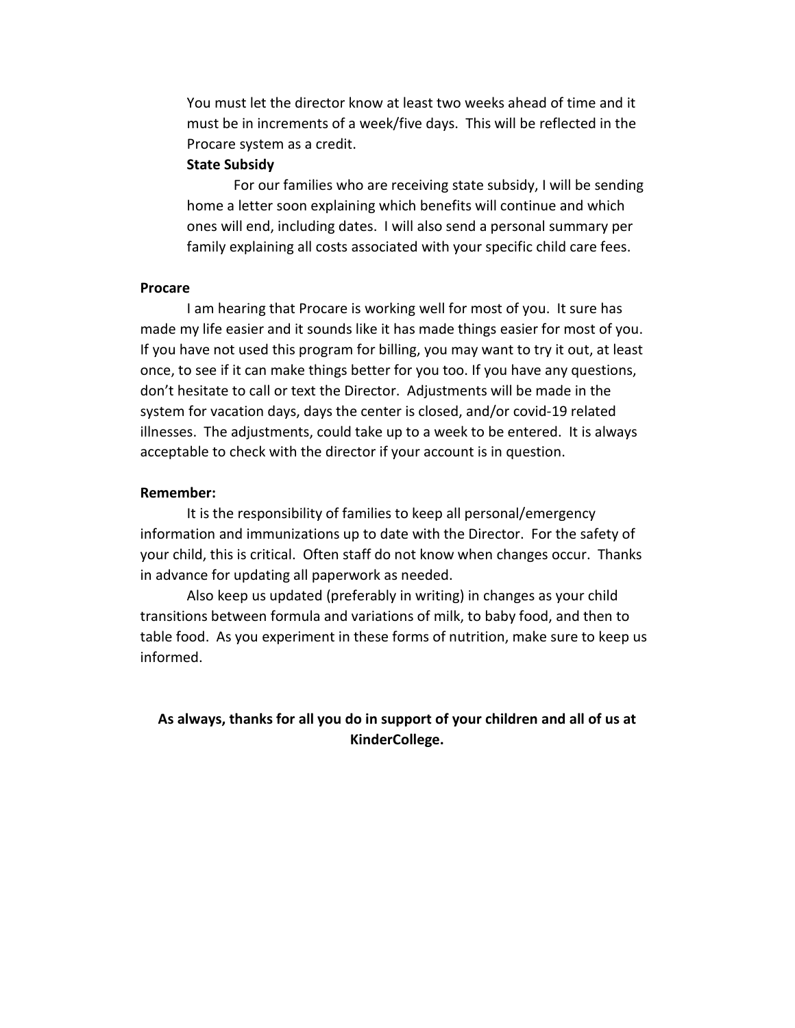You must let the director know at least two weeks ahead of time and it must be in increments of a week/five days. This will be reflected in the Procare system as a credit.

**State Subsidy**

For our families who are receiving state subsidy, I will be sending home a letter soon explaining which benefits will continue and which ones will end, including dates. I will also send a personal summary per family explaining all costs associated with your specific child care fees.

**Procare**

I am hearing that Procare is working well for most of you. It sure has made my life easier and it sounds like it has made things easier for most of you. If you have not used this program for billing, you may want to try it out, at least once, to see if it can make things better for you too. If you have any questions, don't hesitate to call or text the Director. Adjustments will be made in the system for vacation days, days the center is closed, and/or covid-19 related illnesses. The adjustments, could take up to a week to be entered. It is always acceptable to check with the director if your account is in question.

**Remember:**

It is the responsibility of families to keep all personal/emergency information and immunizations up to date with the Director. For the safety of your child, this is critical. Often staff do not know when changes occur. Thanks in advance for updating all paperwork as needed.

Also keep us updated (preferably in writing) in changes as your child transitions between formula and variations of milk, to baby food, and then to table food. As you experiment in these forms of nutrition, make sure to keep us informed.

**As always, thanks for all you do in support of your children and all of us at KinderCollege.**